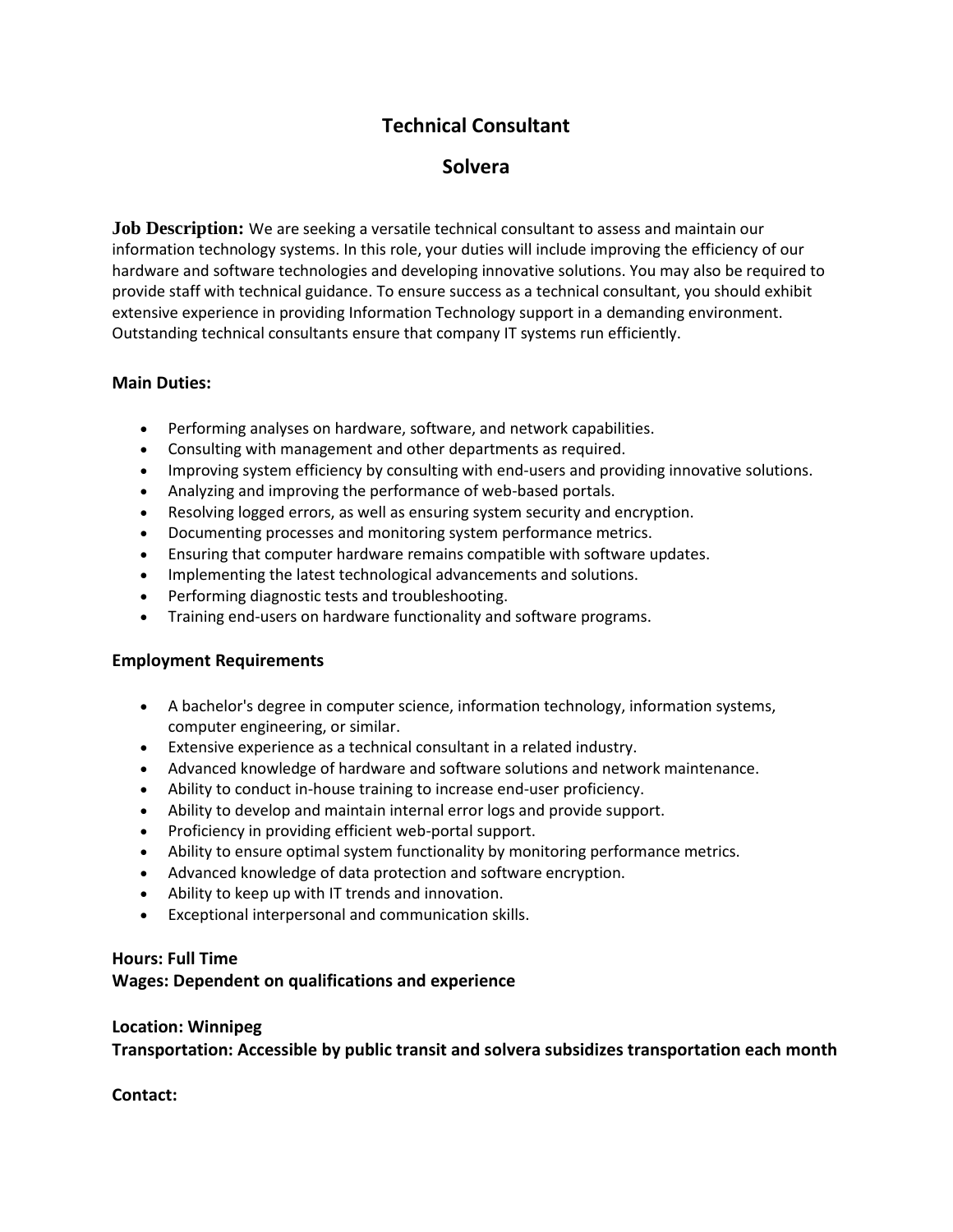# Technical Consultant

## Solvera

**Job Description:** We are seeking a versatile technical consultant to assess and maintain our information technology systems. In this role, your duties will include improving the efficiency of our hardware and software technologies and developing innovative solutions. You may also be required to provide staff with technical guidance. To ensure success as a technical consultant, you should exhibit extensive experience in providing Information Technology support in a demanding environment. Outstanding technical consultants ensure that company IT systems run efficiently.

### Main Duties:

- Performing analyses on hardware, software, and network capabilities.
- Consulting with management and other departments as required.
- Improving system efficiency by consulting with end-users and providing innovative solutions.
- Analyzing and improving the performance of web-based portals.
- Resolving logged errors, as well as ensuring system security and encryption.
- Documenting processes and monitoring system performance metrics.
- Ensuring that computer hardware remains compatible with software updates.
- Implementing the latest technological advancements and solutions.
- Performing diagnostic tests and troubleshooting.
- Training end-users on hardware functionality and software programs.

### Employment Requirements

- A bachelor's degree in computer science, information technology, information systems, computer engineering, or similar.
- Extensive experience as a technical consultant in a related industry.
- Advanced knowledge of hardware and software solutions and network maintenance.
- Ability to conduct in-house training to increase end-user proficiency.
- Ability to develop and maintain internal error logs and provide support.
- Proficiency in providing efficient web-portal support.
- Ability to ensure optimal system functionality by monitoring performance metrics.
- Advanced knowledge of data protection and software encryption.
- Ability to keep up with IT trends and innovation.
- Exceptional interpersonal and communication skills.

**Hours: Full Time**
**Wages: Dependent on qualifications and experience**

**Location: Winnipeg**
**Transportation: Accessible by public transit and solvera subsidizes transportation each month**

**Contact:**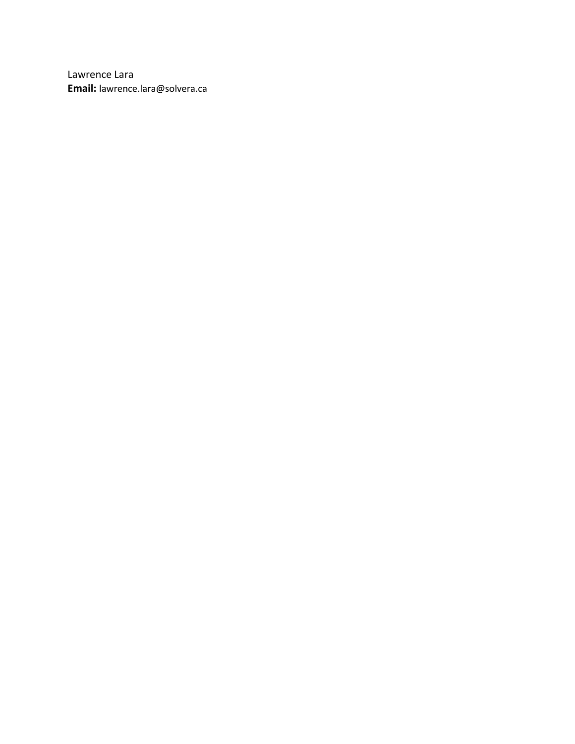Lawrence Lara
**Email:** lawrence.lara@solvera.ca